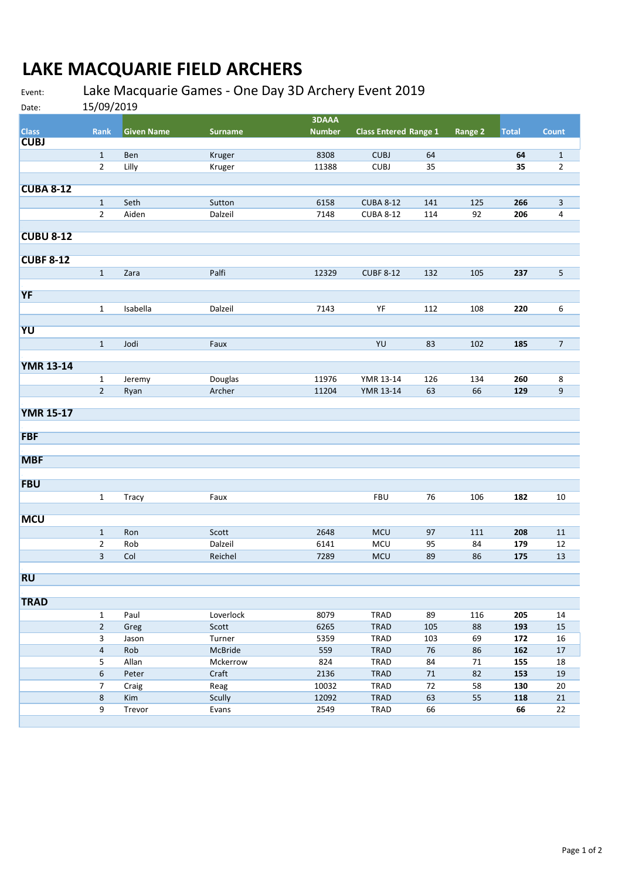# LAKE MACQUARIE FIELD ARCHERS

Event: Lake Macquarie Games - One Day 3D Archery Event 2019

Date: 15/09/2019

| Class | Rank | Given Name | Surname | 3DAAA Number | Class Entered | Range 1 | Range 2 | Total | Count |
|---|---|---|---|---|---|---|---|---|---|
| **CUBJ** | | | | | | | | | |
| | 1 | Ben | Kruger | 8308 | CUBJ | 64 | | **64** | 1 |
| | 2 | Lilly | Kruger | 11388 | CUBJ | 35 | | **35** | 2 |
| **CUBA 8-12** | | | | | | | | | |
| | 1 | Seth | Sutton | 6158 | CUBA 8-12 | 141 | 125 | **266** | 3 |
| | 2 | Aiden | Dalzeil | 7148 | CUBA 8-12 | 114 | 92 | **206** | 4 |
| **CUBU 8-12** | | | | | | | | | |
| **CUBF 8-12** | | | | | | | | | |
| | 1 | Zara | Palfi | 12329 | CUBF 8-12 | 132 | 105 | **237** | 5 |
| **YF** | | | | | | | | | |
| | 1 | Isabella | Dalzeil | 7143 | YF | 112 | 108 | **220** | 6 |
| **YU** | | | | | | | | | |
| | 1 | Jodi | Faux | | YU | 83 | 102 | **185** | 7 |
| **YMR 13-14** | | | | | | | | | |
| | 1 | Jeremy | Douglas | 11976 | YMR 13-14 | 126 | 134 | **260** | 8 |
| | 2 | Ryan | Archer | 11204 | YMR 13-14 | 63 | 66 | **129** | 9 |
| **YMR 15-17** | | | | | | | | | |
| **FBF** | | | | | | | | | |
| **MBF** | | | | | | | | | |
| **FBU** | | | | | | | | | |
| | 1 | Tracy | Faux | | FBU | 76 | 106 | **182** | 10 |
| **MCU** | | | | | | | | | |
| | 1 | Ron | Scott | 2648 | MCU | 97 | 111 | **208** | 11 |
| | 2 | Rob | Dalzeil | 6141 | MCU | 95 | 84 | **179** | 12 |
| | 3 | Col | Reichel | 7289 | MCU | 89 | 86 | **175** | 13 |
| **RU** | | | | | | | | | |
| **TRAD** | | | | | | | | | |
| | 1 | Paul | Loverlock | 8079 | TRAD | 89 | 116 | **205** | 14 |
| | 2 | Greg | Scott | 6265 | TRAD | 105 | 88 | **193** | 15 |
| | 3 | Jason | Turner | 5359 | TRAD | 103 | 69 | **172** | 16 |
| | 4 | Rob | McBride | 559 | TRAD | 76 | 86 | **162** | 17 |
| | 5 | Allan | Mckerrow | 824 | TRAD | 84 | 71 | **155** | 18 |
| | 6 | Peter | Craft | 2136 | TRAD | 71 | 82 | **153** | 19 |
| | 7 | Craig | Reag | 10032 | TRAD | 72 | 58 | **130** | 20 |
| | 8 | Kim | Scully | 12092 | TRAD | 63 | 55 | **118** | 21 |
| | 9 | Trevor | Evans | 2549 | TRAD | 66 | | **66** | 22 |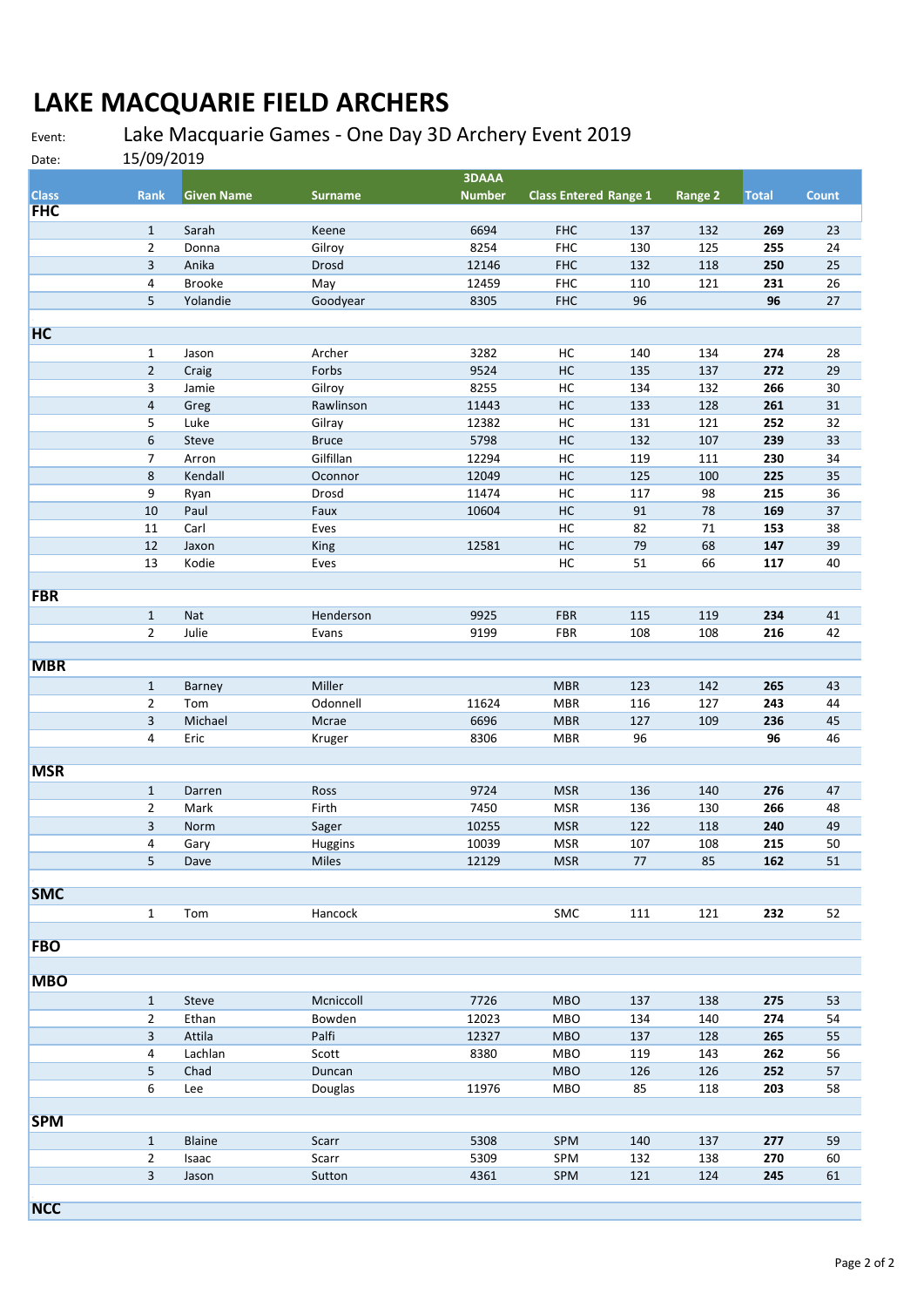# LAKE MACQUARIE FIELD ARCHERS

Event: Lake Macquarie Games - One Day 3D Archery Event 2019

Date: 15/09/2019

| Class | Rank | Given Name | Surname | 3DAAA Number | Class Entered | Range 1 | Range 2 | Total | Count |
|---|---|---|---|---|---|---|---|---|---|
| **FHC** | | | | | | | | | |
| | 1 | Sarah | Keene | 6694 | FHC | 137 | 132 | **269** | 23 |
| | 2 | Donna | Gilroy | 8254 | FHC | 130 | 125 | **255** | 24 |
| | 3 | Anika | Drosd | 12146 | FHC | 132 | 118 | **250** | 25 |
| | 4 | Brooke | May | 12459 | FHC | 110 | 121 | **231** | 26 |
| | 5 | Yolandie | Goodyear | 8305 | FHC | 96 | | **96** | 27 |
| **HC** | | | | | | | | | |
| | 1 | Jason | Archer | 3282 | HC | 140 | 134 | **274** | 28 |
| | 2 | Craig | Forbs | 9524 | HC | 135 | 137 | **272** | 29 |
| | 3 | Jamie | Gilroy | 8255 | HC | 134 | 132 | **266** | 30 |
| | 4 | Greg | Rawlinson | 11443 | HC | 133 | 128 | **261** | 31 |
| | 5 | Luke | Gilray | 12382 | HC | 131 | 121 | **252** | 32 |
| | 6 | Steve | Bruce | 5798 | HC | 132 | 107 | **239** | 33 |
| | 7 | Arron | Gilfillan | 12294 | HC | 119 | 111 | **230** | 34 |
| | 8 | Kendall | Oconnor | 12049 | HC | 125 | 100 | **225** | 35 |
| | 9 | Ryan | Drosd | 11474 | HC | 117 | 98 | **215** | 36 |
| | 10 | Paul | Faux | 10604 | HC | 91 | 78 | **169** | 37 |
| | 11 | Carl | Eves | | HC | 82 | 71 | **153** | 38 |
| | 12 | Jaxon | King | 12581 | HC | 79 | 68 | **147** | 39 |
| | 13 | Kodie | Eves | | HC | 51 | 66 | **117** | 40 |
| **FBR** | | | | | | | | | |
| | 1 | Nat | Henderson | 9925 | FBR | 115 | 119 | **234** | 41 |
| | 2 | Julie | Evans | 9199 | FBR | 108 | 108 | **216** | 42 |
| **MBR** | | | | | | | | | |
| | 1 | Barney | Miller | | MBR | 123 | 142 | **265** | 43 |
| | 2 | Tom | Odonnell | 11624 | MBR | 116 | 127 | **243** | 44 |
| | 3 | Michael | Mcrae | 6696 | MBR | 127 | 109 | **236** | 45 |
| | 4 | Eric | Kruger | 8306 | MBR | 96 | | **96** | 46 |
| **MSR** | | | | | | | | | |
| | 1 | Darren | Ross | 9724 | MSR | 136 | 140 | **276** | 47 |
| | 2 | Mark | Firth | 7450 | MSR | 136 | 130 | **266** | 48 |
| | 3 | Norm | Sager | 10255 | MSR | 122 | 118 | **240** | 49 |
| | 4 | Gary | Huggins | 10039 | MSR | 107 | 108 | **215** | 50 |
| | 5 | Dave | Miles | 12129 | MSR | 77 | 85 | **162** | 51 |
| **SMC** | | | | | | | | | |
| | 1 | Tom | Hancock | | SMC | 111 | 121 | **232** | 52 |
| **FBO** | | | | | | | | | |
| **MBO** | | | | | | | | | |
| | 1 | Steve | Mcniccoll | 7726 | MBO | 137 | 138 | **275** | 53 |
| | 2 | Ethan | Bowden | 12023 | MBO | 134 | 140 | **274** | 54 |
| | 3 | Attila | Palfi | 12327 | MBO | 137 | 128 | **265** | 55 |
| | 4 | Lachlan | Scott | 8380 | MBO | 119 | 143 | **262** | 56 |
| | 5 | Chad | Duncan | | MBO | 126 | 126 | **252** | 57 |
| | 6 | Lee | Douglas | 11976 | MBO | 85 | 118 | **203** | 58 |
| **SPM** | | | | | | | | | |
| | 1 | Blaine | Scarr | 5308 | SPM | 140 | 137 | **277** | 59 |
| | 2 | Isaac | Scarr | 5309 | SPM | 132 | 138 | **270** | 60 |
| | 3 | Jason | Sutton | 4361 | SPM | 121 | 124 | **245** | 61 |
| **NCC** | | | | | | | | | |